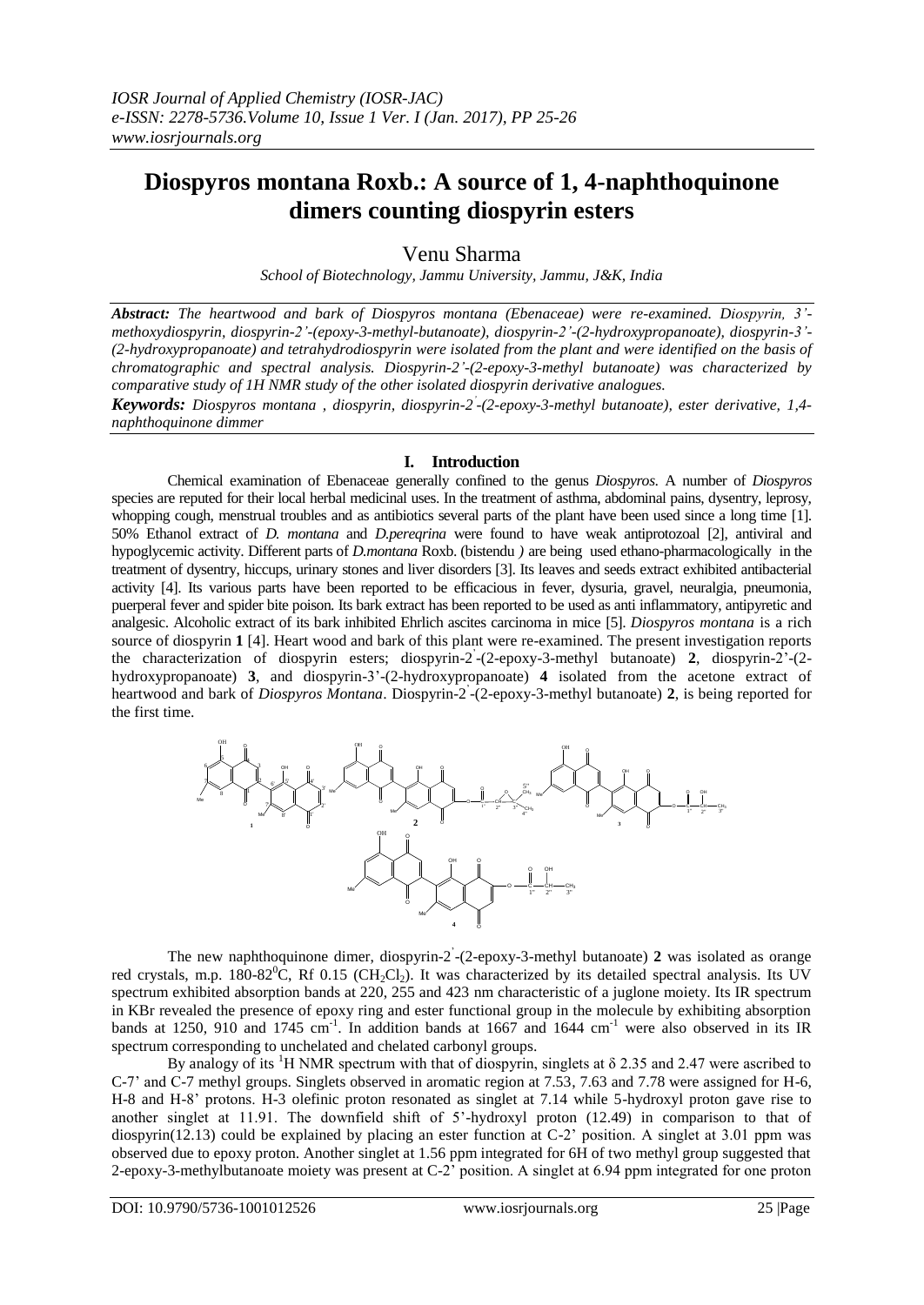# Diospyros montana Roxb.: A source of 1, 4-naphthoquinone dimers counting diospyrin esters

Venu Sharma

*School of Biotechnology, Jammu University, Jammu, J&K, India*

***Abstract:*** *The heartwood and bark of Diospyros montana (Ebenaceae) were re-examined. Diospyrin, 3'-methoxydiospyrin, diospyrin-2'-(epoxy-3-methyl-butanoate), diospyrin-2'-(2-hydroxypropanoate), diospyrin-3'-(2-hydroxypropanoate) and tetrahydrodiospyrin were isolated from the plant and were identified on the basis of chromatographic and spectral analysis. Diospyrin-2'-(2-epoxy-3-methyl butanoate) was characterized by comparative study of 1H NMR study of the other isolated diospyrin derivative analogues.*

***Keywords:*** *Diospyros montana , diospyrin, diospyrin-2'-(2-epoxy-3-methyl butanoate), ester derivative, 1,4-naphthoquinone dimmer*

## I. Introduction

Chemical examination of Ebenaceae generally confined to the genus *Diospyros.* A number of *Diospyros* species are reputed for their local herbal medicinal uses. In the treatment of asthma, abdominal pains, dysentry, leprosy, whopping cough, menstrual troubles and as antibiotics several parts of the plant have been used since a long time [1]. 50% Ethanol extract of *D. montana* and *D.pereqrina* were found to have weak antiprotozoal [2], antiviral and hypoglycemic activity. Different parts of *D.montana* Roxb. (bistendu *)* are being used ethano-pharmacologically in the treatment of dysentry, hiccups, urinary stones and liver disorders [3]. Its leaves and seeds extract exhibited antibacterial activity [4]. Its various parts have been reported to be efficacious in fever, dysuria, gravel, neuralgia, pneumonia, puerperal fever and spider bite poison. Its bark extract has been reported to be used as anti inflammatory, antipyretic and analgesic. Alcoholic extract of its bark inhibited Ehrlich ascites carcinoma in mice [5]. *Diospyros montana* is a rich source of diospyrin **1** [4]. Heart wood and bark of this plant were re-examined. The present investigation reports the characterization of diospyrin esters; diospyrin-2'-(2-epoxy-3-methyl butanoate) **2**, diospyrin-2'-(2-hydroxypropanoate) **3**, and diospyrin-3'-(2-hydroxypropanoate) **4** isolated from the acetone extract of heartwood and bark of *Diospyros Montana*. Diospyrin-2'-(2-epoxy-3-methyl butanoate) **2**, is being reported for the first time.

The new naphthoquinone dimer, diospyrin-2'-(2-epoxy-3-methyl butanoate) **2** was isolated as orange red crystals, m.p. 180-82$^0$C, Rf 0.15 ($CH_2Cl_2$). It was characterized by its detailed spectral analysis. Its UV spectrum exhibited absorption bands at 220, 255 and 423 nm characteristic of a juglone moiety. Its IR spectrum in KBr revealed the presence of epoxy ring and ester functional group in the molecule by exhibiting absorption bands at 1250, 910 and 1745 cm$^{-1}$. In addition bands at 1667 and 1644 cm$^{-1}$ were also observed in its IR spectrum corresponding to unchelated and chelated carbonyl groups.

By analogy of its $^1$H NMR spectrum with that of diospyrin, singlets at δ 2.35 and 2.47 were ascribed to C-7' and C-7 methyl groups. Singlets observed in aromatic region at 7.53, 7.63 and 7.78 were assigned for H-6, H-8 and H-8' protons. H-3 olefinic proton resonated as singlet at 7.14 while 5-hydroxyl proton gave rise to another singlet at 11.91. The downfield shift of 5'-hydroxyl proton (12.49) in comparison to that of diospyrin(12.13) could be explained by placing an ester function at C-2' position. A singlet at 3.01 ppm was observed due to epoxy proton. Another singlet at 1.56 ppm integrated for 6H of two methyl group suggested that 2-epoxy-3-methylbutanoate moiety was present at C-2' position. A singlet at 6.94 ppm integrated for one proton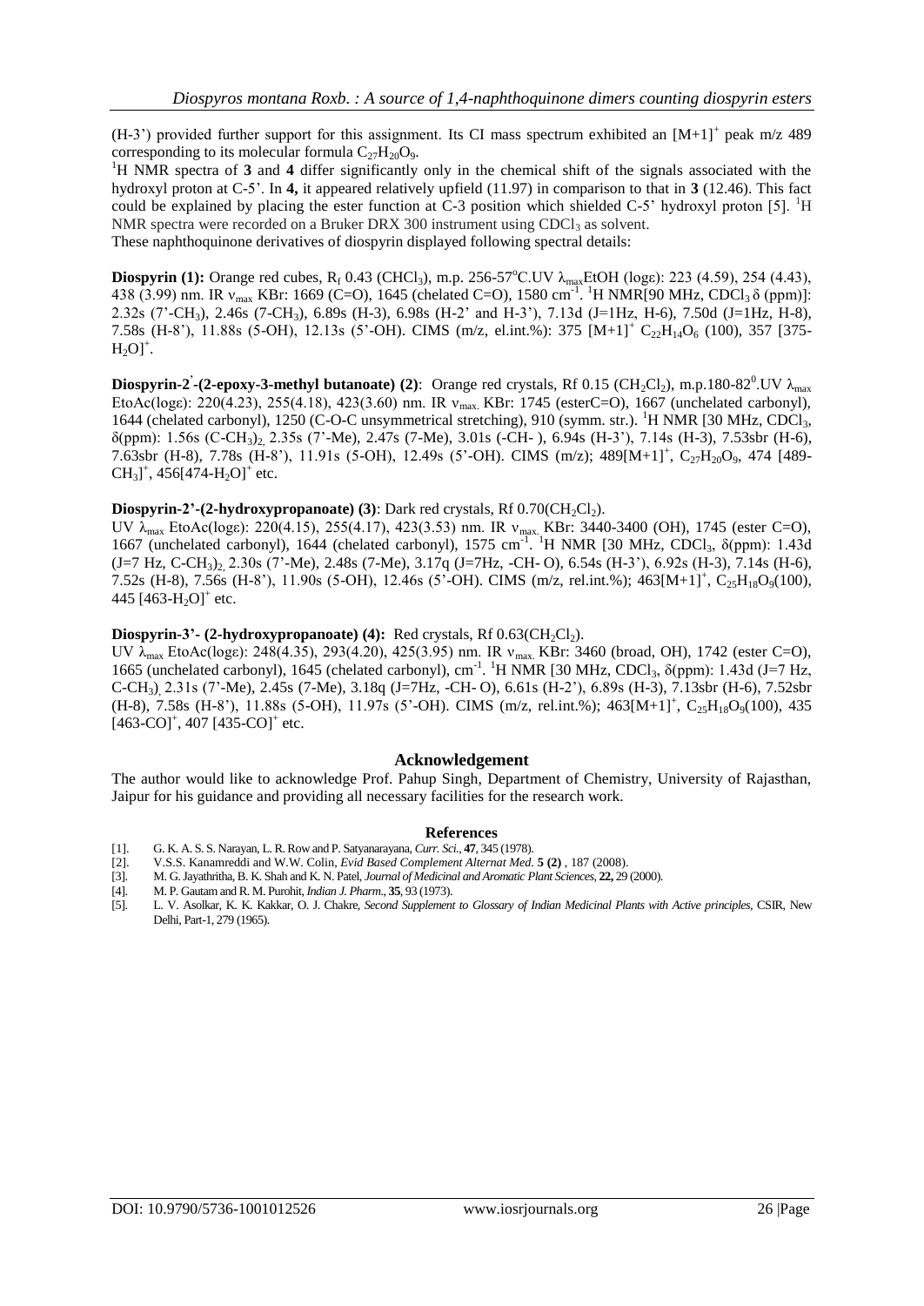(H-3') provided further support for this assignment. Its CI mass spectrum exhibited an $[M+1]^+$ peak m/z 489 corresponding to its molecular formula $C_{27}H_{20}O_9$.

$^1$H NMR spectra of **3** and **4** differ significantly only in the chemical shift of the signals associated with the hydroxyl proton at C-5'. In **4,** it appeared relatively upfield (11.97) in comparison to that in **3** (12.46). This fact could be explained by placing the ester function at C-3 position which shielded C-5' hydroxyl proton [5]. $^1$H NMR spectra were recorded on a Bruker DRX 300 instrument using $CDCl_3$ as solvent.

These naphthoquinone derivatives of diospyrin displayed following spectral details:

**Diospyrin (1):** Orange red cubes, $R_f$ 0.43 ($CHCl_3$), m.p. 256-57°C.UV $\lambda_{max}$EtOH (logε): 223 (4.59), 254 (4.43), 438 (3.99) nm. IR $\nu_{max}$ KBr: 1669 (C=O), 1645 (chelated C=O), 1580 $cm^{-1}$. $^1$H NMR[90 MHz, $CDCl_3$ δ (ppm)]: 2.32s (7'-$CH_3$), 2.46s (7-$CH_3$), 6.89s (H-3), 6.98s (H-2' and H-3'), 7.13d (J=1Hz, H-6), 7.50d (J=1Hz, H-8), 7.58s (H-8'), 11.88s (5-OH), 12.13s (5'-OH). CIMS (m/z, el.int.%): 375 $[M+1]^+$ $C_{22}H_{14}O_6$ (100), 357 $[375-H_2O]^+$.

**Diospyrin-2'-(2-epoxy-3-methyl butanoate) (2)**: Orange red crystals, Rf 0.15 ($CH_2Cl_2$), m.p.180-82$^0$.UV $\lambda_{max}$ EtoAc(logε): 220(4.23), 255(4.18), 423(3.60) nm. IR $\nu_{max.}$ KBr: 1745 (esterC=O), 1667 (unchelated carbonyl), 1644 (chelated carbonyl), 1250 (C-O-C unsymmetrical stretching), 910 (symm. str.). $^1$H NMR [30 MHz, $CDCl_3$, δ(ppm): 1.56s (C-$CH_3$)$_2$ 2.35s (7'-Me), 2.47s (7-Me), 3.01s (-CH- ), 6.94s (H-3'), 7.14s (H-3), 7.53sbr (H-6), 7.63sbr (H-8), 7.78s (H-8'), 11.91s (5-OH), 12.49s (5'-OH). CIMS (m/z); $489[M+1]^+$, $C_{27}H_{20}O_9$, 474 $[489-CH_3]^+$, $456[474-H_2O]^+$ etc.

**Diospyrin-2'-(2-hydroxypropanoate) (3)**: Dark red crystals, Rf 0.70($CH_2Cl_2$).
UV $\lambda_{max}$ EtoAc(logε): 220(4.15), 255(4.17), 423(3.53) nm. IR $\nu_{max.}$ KBr: 3440-3400 (OH), 1745 (ester C=O), 1667 (unchelated carbonyl), 1644 (chelated carbonyl), 1575 $cm^{-1}$. $^1$H NMR [30 MHz, $CDCl_3$, δ(ppm): 1.43d (J=7 Hz, C-$CH_3$)$_2$ 2.30s (7'-Me), 2.48s (7-Me), 3.17q (J=7Hz, -CH- O), 6.54s (H-3'), 6.92s (H-3), 7.14s (H-6), 7.52s (H-8), 7.56s (H-8'), 11.90s (5-OH), 12.46s (5'-OH). CIMS (m/z, rel.int.%); $463[M+1]^+$, $C_{25}H_{18}O_9$(100), 445 $[463-H_2O]^+$ etc.

**Diospyrin-3'- (2-hydroxypropanoate) (4):** Red crystals, Rf 0.63($CH_2Cl_2$).
UV $\lambda_{max}$ EtoAc(logε): 248(4.35), 293(4.20), 425(3.95) nm. IR $\nu_{max.}$ KBr: 3460 (broad, OH), 1742 (ester C=O), 1665 (unchelated carbonyl), 1645 (chelated carbonyl), $cm^{-1}$. $^1$H NMR [30 MHz, $CDCl_3$, δ(ppm): 1.43d (J=7 Hz, C-$CH_3$)$_2$ 2.31s (7'-Me), 2.45s (7-Me), 3.18q (J=7Hz, -CH- O), 6.61s (H-2'), 6.89s (H-3), 7.13sbr (H-6), 7.52sbr (H-8), 7.58s (H-8'), 11.88s (5-OH), 11.97s (5'-OH). CIMS (m/z, rel.int.%); $463[M+1]^+$, $C_{25}H_{18}O_9$(100), 435 $[463-CO]^+$, 407 $[435-CO]^+$ etc.

## Acknowledgement

The author would like to acknowledge Prof. Pahup Singh, Department of Chemistry, University of Rajasthan, Jaipur for his guidance and providing all necessary facilities for the research work.

## References

[1]. G. K. A. S. S. Narayan, L. R. Row and P. Satyanarayana, *Curr. Sci.*, **47**, 345 (1978).
[2]. V.S.S. Kanamreddi and W.W. Colin, *Evid Based Complement Alternat Med.* **5 (2)** , 187 (2008).
[3]. M. G. Jayathritha, B. K. Shah and K. N. Patel, *Journal of Medicinal and Aromatic Plant Sciences*, **22,** 29 (2000).
[4]. M. P. Gautam and R. M. Purohit, *Indian J. Pharm.*, **35**, 93 (1973).
[5]. L. V. Asolkar, K. K. Kakkar, O. J. Chakre, *Second Supplement to Glossary of Indian Medicinal Plants with Active principles*, CSIR, New Delhi, Part-1, 279 (1965).